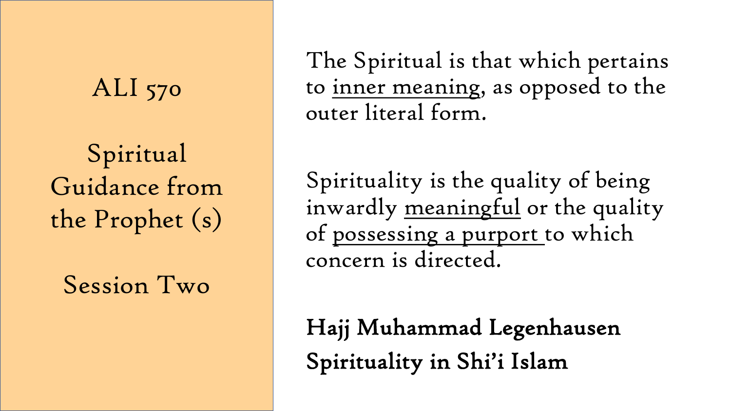# ALI 570

## Spiritual Guidance from the Prophet (s)

### Session Two

The Spiritual is that which pertains to <u>inner meaning</u>, as opposed to the outer literal form.

Spirituality is the quality of being inwardly <u>meaningful</u> or the quality of <u>possessing a purport</u> to which concern is directed.

**Hajj Muhammad Legenhausen**
**Spirituality in Shi'i Islam**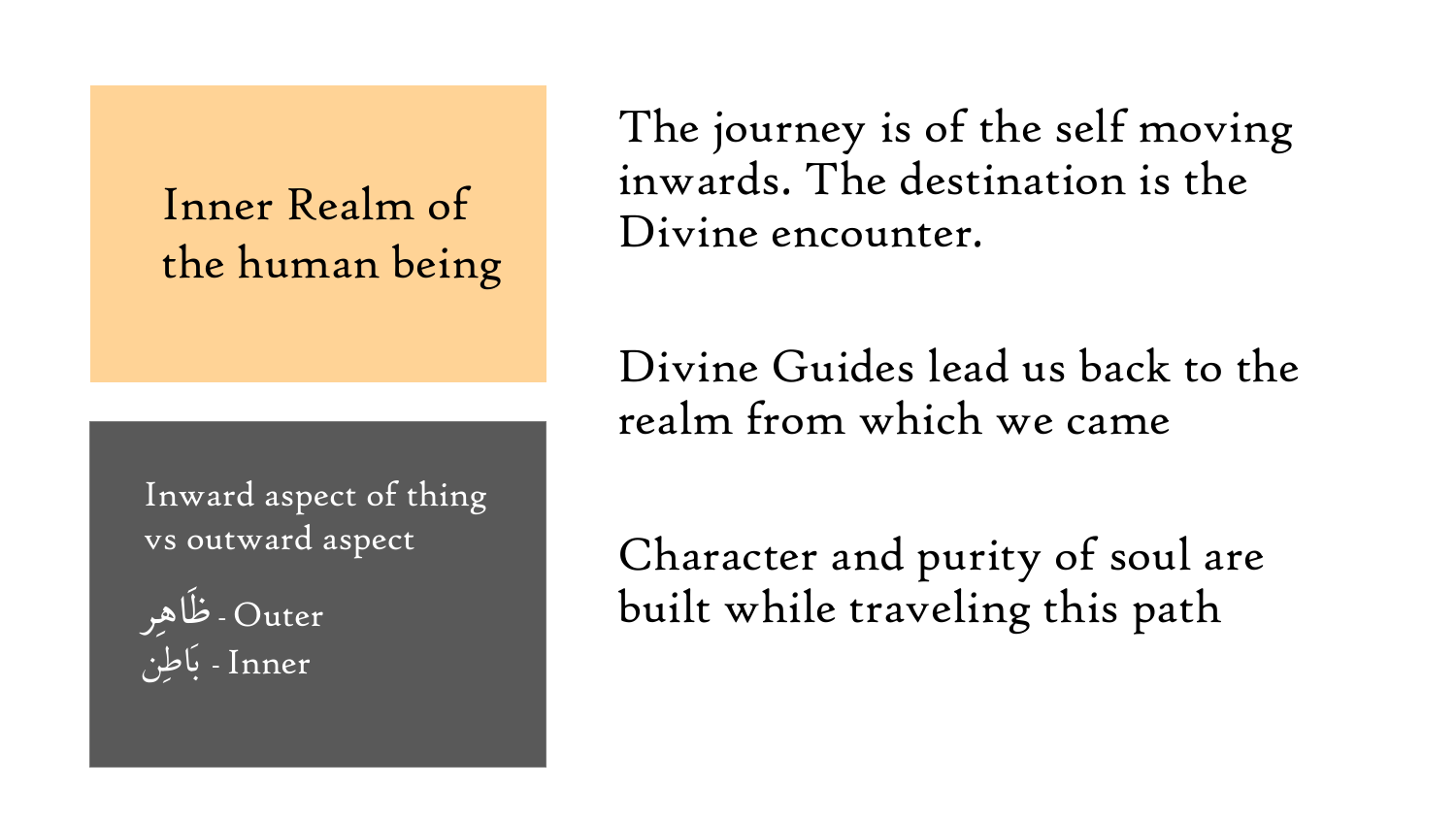## Inner Realm of the human being

Inward aspect of thing vs outward aspect

ظَاهِر - Outer

بَاطِن - Inner

The journey is of the self moving inwards. The destination is the Divine encounter.

Divine Guides lead us back to the realm from which we came

Character and purity of soul are built while traveling this path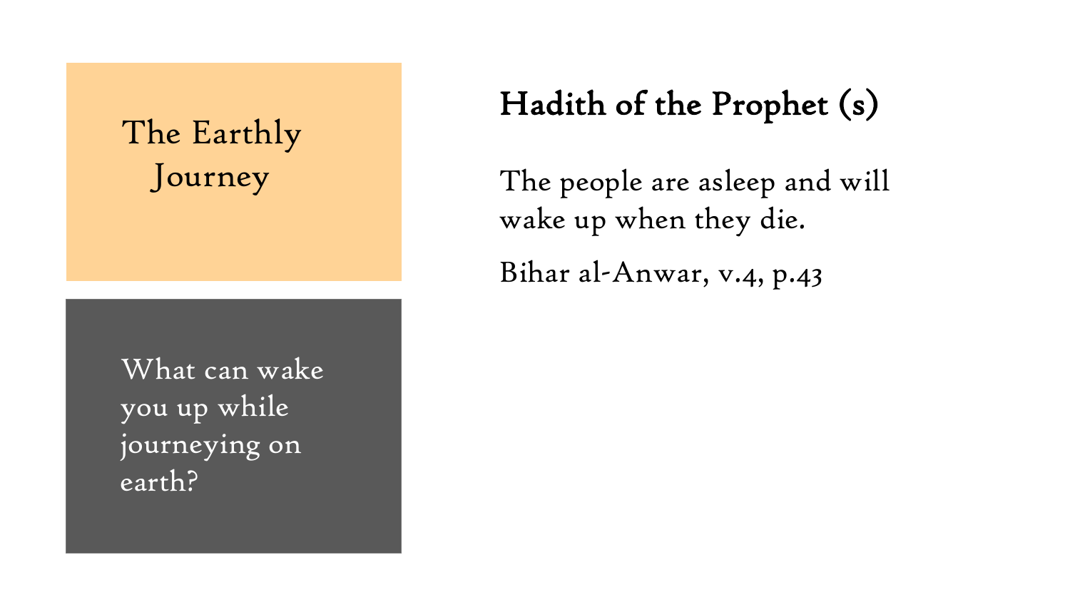## The Earthly Journey

What can wake you up while journeying on earth?

### Hadith of the Prophet (s)

The people are asleep and will wake up when they die.

Bihar al-Anwar, v.4, p.43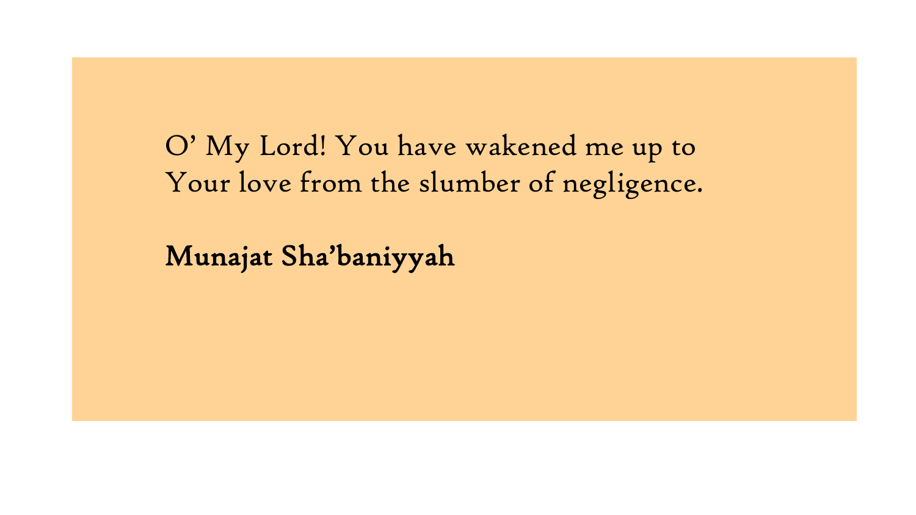O' My Lord! You have wakened me up to Your love from the slumber of negligence.

**Munajat Sha'baniyyah**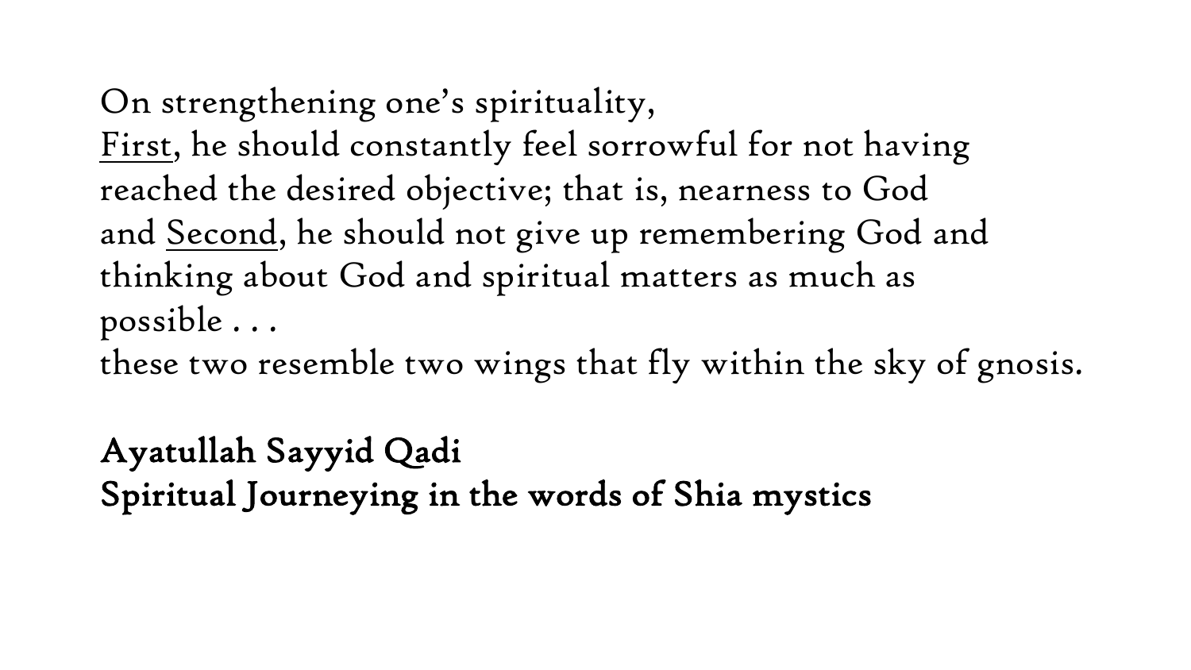On strengthening one's spirituality,
<u>First</u>, he should constantly feel sorrowful for not having reached the desired objective; that is, nearness to God and <u>Second</u>, he should not give up remembering God and thinking about God and spiritual matters as much as possible . . .
these two resemble two wings that fly within the sky of gnosis.

**Ayatullah Sayyid Qadi**
**Spiritual Journeying in the words of Shia mystics**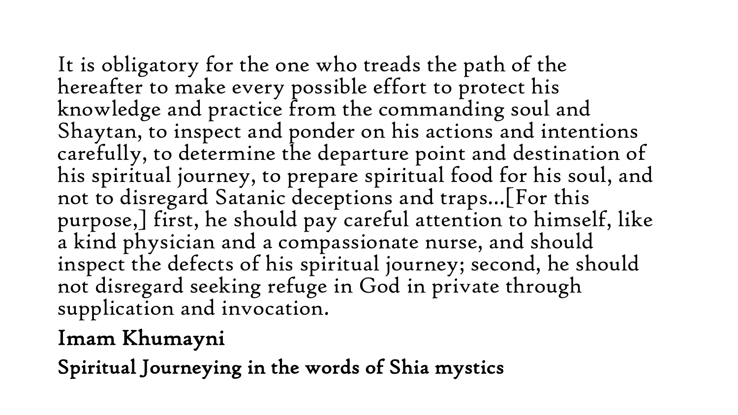It is obligatory for the one who treads the path of the hereafter to make every possible effort to protect his knowledge and practice from the commanding soul and Shaytan, to inspect and ponder on his actions and intentions carefully, to determine the departure point and destination of his spiritual journey, to prepare spiritual food for his soul, and not to disregard Satanic deceptions and traps...[For this purpose,] first, he should pay careful attention to himself, like a kind physician and a compassionate nurse, and should inspect the defects of his spiritual journey; second, he should not disregard seeking refuge in God in private through supplication and invocation.

**Imam Khumayni**

**Spiritual Journeying in the words of Shia mystics**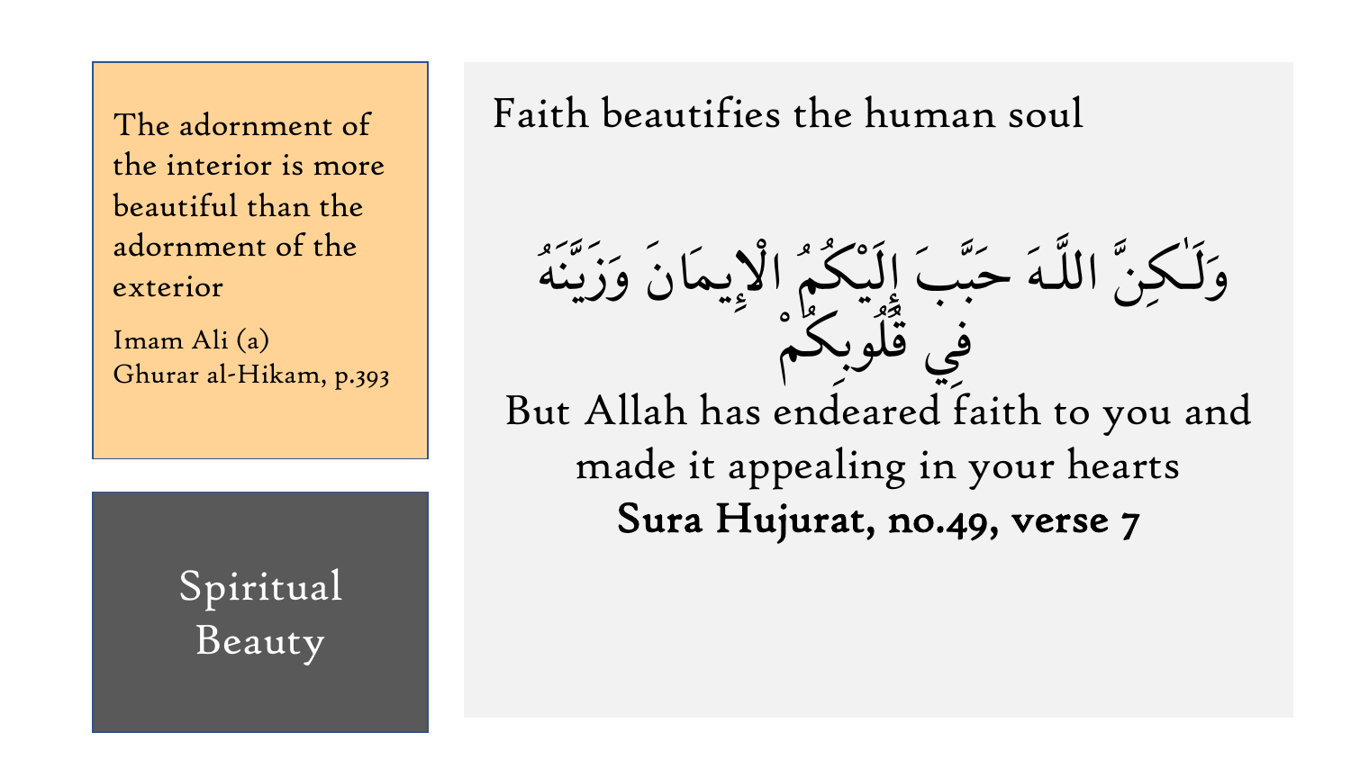The adornment of the interior is more beautiful than the adornment of the exterior

Imam Ali (a)
Ghurar al-Hikam, p.393

## Spiritual Beauty

## Faith beautifies the human soul

وَلَـٰكِنَّ اللَّـهَ حَبَّبَ إِلَيْكُمُ الْإِيمَانَ وَزَيَّنَهُ فِي قُلُوبِكُمْ

But Allah has endeared faith to you and made it appealing in your hearts

**Sura Hujurat, no.49, verse 7**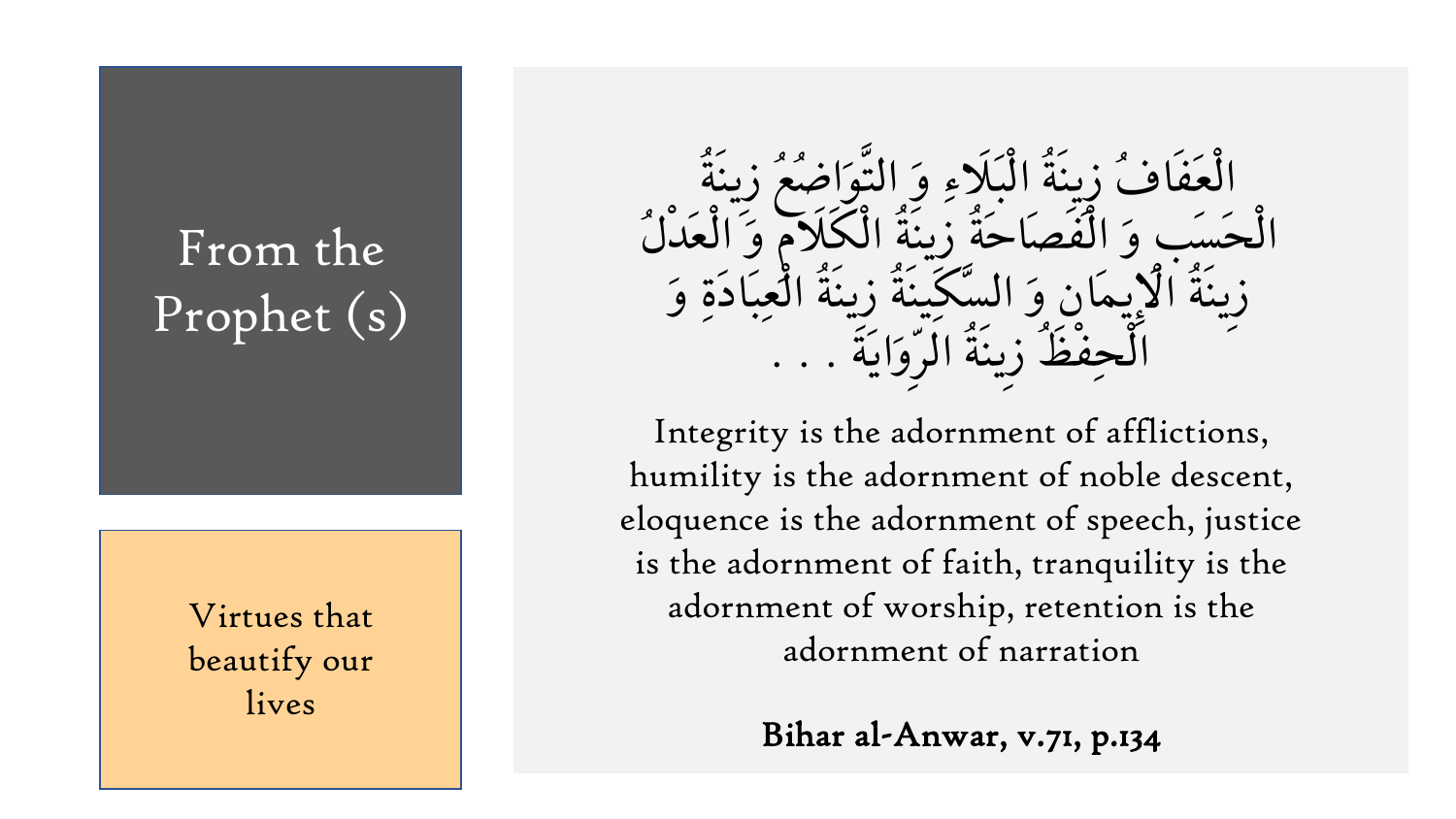# From the Prophet (s)

Virtues that beautify our lives

الْعَفَافُ زِينَةُ الْبَلَاءِ وَ التَّوَاضُعُ زِينَةُ الْحَسَبِ وَ الْفَصَاحَةُ زِينَةُ الْكَلَامِ وَ الْعَدْلُ زِينَةُ الْإِيمَانِ وَ السَّكِينَةُ زِينَةُ الْعِبَادَةِ وَ الْحِفْظُ زِينَةُ الرِّوَايَةِ . . .

Integrity is the adornment of afflictions, humility is the adornment of noble descent, eloquence is the adornment of speech, justice is the adornment of faith, tranquility is the adornment of worship, retention is the adornment of narration

**Bihar al-Anwar, v.71, p.134**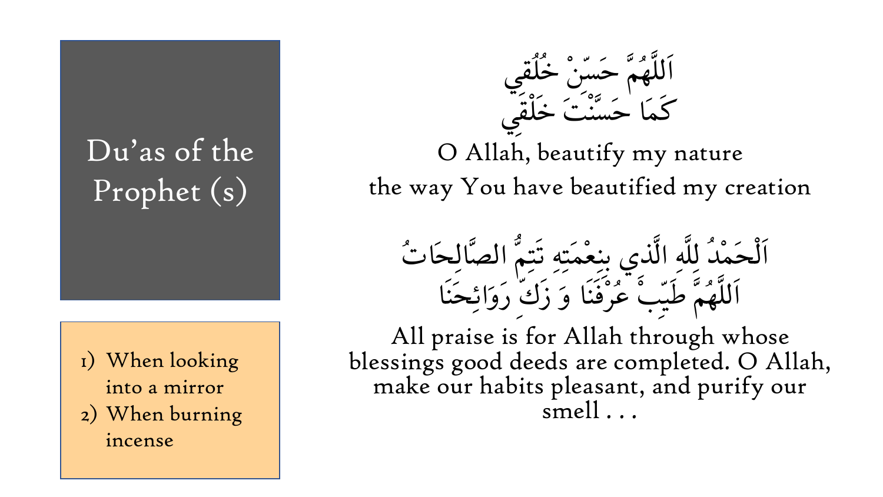# Du'as of the Prophet (s)

1) When looking into a mirror
2) When burning incense

اَللَّهُمَّ حَسِّنْ خُلُقِي
كَمَا حَسَّنْتَ خَلْقِي

O Allah, beautify my nature
the way You have beautified my creation

اَلْحَمْدُ لِلَّهِ الَّذِي بِنِعْمَتِهِ تَتِمُّ الصَّالِحَاتُ
اَللَّهُمَّ طَيِّبْ عُرْفَنَا وَ زَكِّ رَوَائِحَنَا

All praise is for Allah through whose blessings good deeds are completed. O Allah, make our habits pleasant, and purify our smell . . .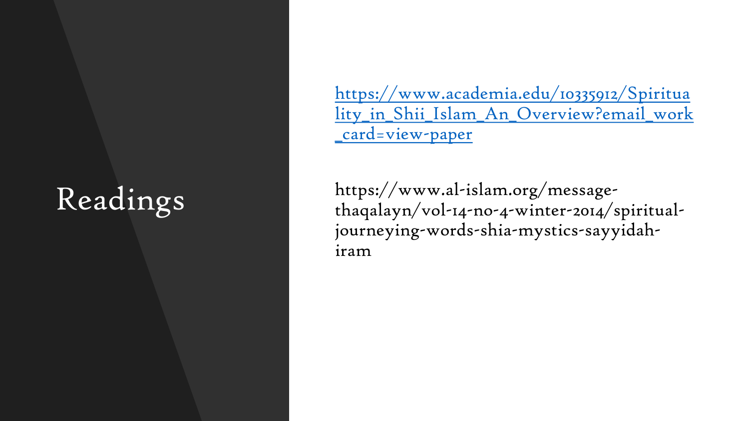# Readings

[https://www.academia.edu/10335912/Spirituality_in_Shii_Islam_An_Overview?email_work_card=view-paper](https://www.academia.edu/10335912/Spirituality_in_Shii_Islam_An_Overview?email_work_card=view-paper)

https://www.al-islam.org/message-thaqalayn/vol-14-no-4-winter-2014/spiritual-journeying-words-shia-mystics-sayyidah-iram